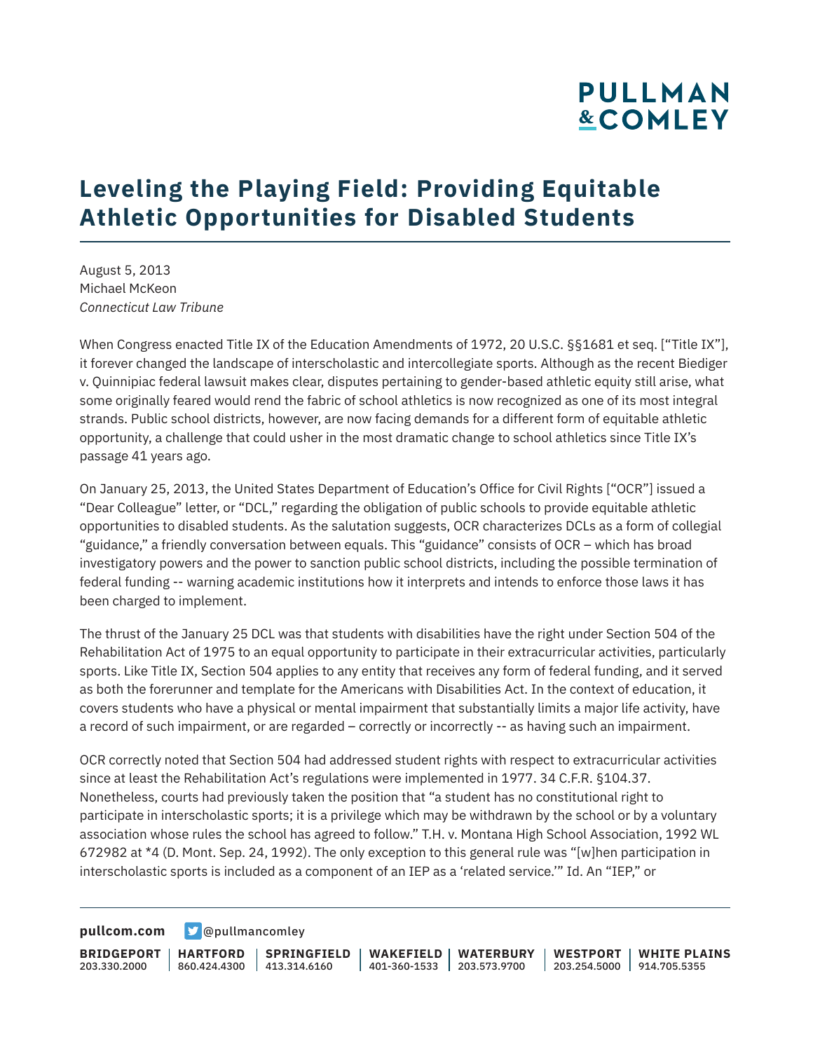# Leveling the Playing Field: Providing Equitable Athletic Opportunities for Disabled Students

August 5, 2013
Michael McKeon
*Connecticut Law Tribune*

When Congress enacted Title IX of the Education Amendments of 1972, 20 U.S.C. §§1681 et seq. ["Title IX"], it forever changed the landscape of interscholastic and intercollegiate sports. Although as the recent Biediger v. Quinnipiac federal lawsuit makes clear, disputes pertaining to gender-based athletic equity still arise, what some originally feared would rend the fabric of school athletics is now recognized as one of its most integral strands. Public school districts, however, are now facing demands for a different form of equitable athletic opportunity, a challenge that could usher in the most dramatic change to school athletics since Title IX's passage 41 years ago.

On January 25, 2013, the United States Department of Education's Office for Civil Rights ["OCR"] issued a "Dear Colleague" letter, or "DCL," regarding the obligation of public schools to provide equitable athletic opportunities to disabled students. As the salutation suggests, OCR characterizes DCLs as a form of collegial "guidance," a friendly conversation between equals. This "guidance" consists of OCR – which has broad investigatory powers and the power to sanction public school districts, including the possible termination of federal funding -- warning academic institutions how it interprets and intends to enforce those laws it has been charged to implement.

The thrust of the January 25 DCL was that students with disabilities have the right under Section 504 of the Rehabilitation Act of 1975 to an equal opportunity to participate in their extracurricular activities, particularly sports. Like Title IX, Section 504 applies to any entity that receives any form of federal funding, and it served as both the forerunner and template for the Americans with Disabilities Act. In the context of education, it covers students who have a physical or mental impairment that substantially limits a major life activity, have a record of such impairment, or are regarded – correctly or incorrectly -- as having such an impairment.

OCR correctly noted that Section 504 had addressed student rights with respect to extracurricular activities since at least the Rehabilitation Act's regulations were implemented in 1977. 34 C.F.R. §104.37. Nonetheless, courts had previously taken the position that "a student has no constitutional right to participate in interscholastic sports; it is a privilege which may be withdrawn by the school or by a voluntary association whose rules the school has agreed to follow." T.H. v. Montana High School Association, 1992 WL 672982 at *4 (D. Mont. Sep. 24, 1992). The only exception to this general rule was "[w]hen participation in interscholastic sports is included as a component of an IEP as a 'related service.'" Id. An "IEP," or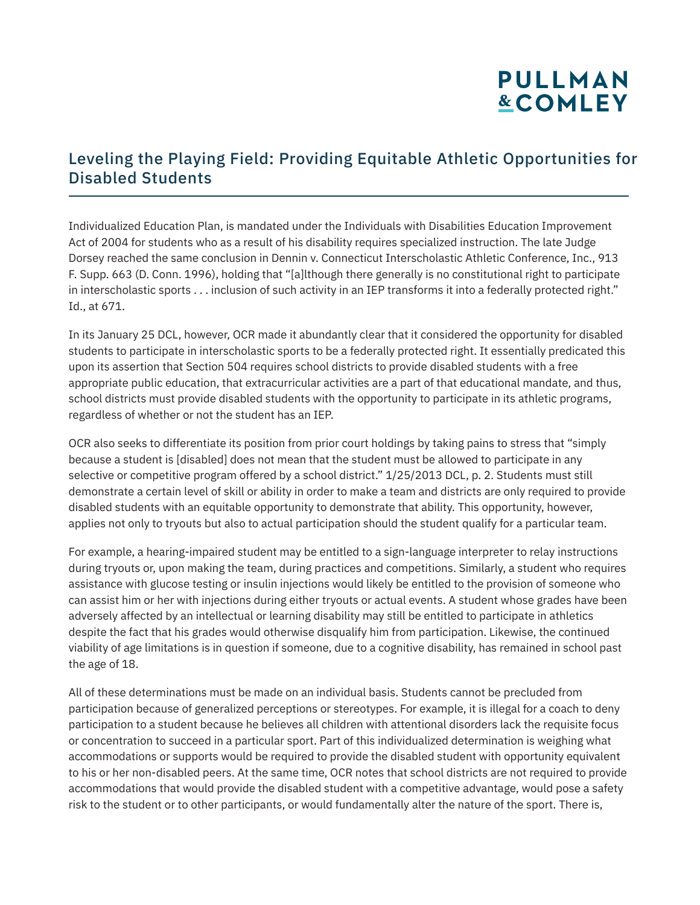Individualized Education Plan, is mandated under the Individuals with Disabilities Education Improvement Act of 2004 for students who as a result of his disability requires specialized instruction. The late Judge Dorsey reached the same conclusion in Dennin v. Connecticut Interscholastic Athletic Conference, Inc., 913 F. Supp. 663 (D. Conn. 1996), holding that "[a]lthough there generally is no constitutional right to participate in interscholastic sports . . . inclusion of such activity in an IEP transforms it into a federally protected right." Id., at 671.

In its January 25 DCL, however, OCR made it abundantly clear that it considered the opportunity for disabled students to participate in interscholastic sports to be a federally protected right. It essentially predicated this upon its assertion that Section 504 requires school districts to provide disabled students with a free appropriate public education, that extracurricular activities are a part of that educational mandate, and thus, school districts must provide disabled students with the opportunity to participate in its athletic programs, regardless of whether or not the student has an IEP.

OCR also seeks to differentiate its position from prior court holdings by taking pains to stress that "simply because a student is [disabled] does not mean that the student must be allowed to participate in any selective or competitive program offered by a school district." 1/25/2013 DCL, p. 2. Students must still demonstrate a certain level of skill or ability in order to make a team and districts are only required to provide disabled students with an equitable opportunity to demonstrate that ability. This opportunity, however, applies not only to tryouts but also to actual participation should the student qualify for a particular team.

For example, a hearing-impaired student may be entitled to a sign-language interpreter to relay instructions during tryouts or, upon making the team, during practices and competitions. Similarly, a student who requires assistance with glucose testing or insulin injections would likely be entitled to the provision of someone who can assist him or her with injections during either tryouts or actual events. A student whose grades have been adversely affected by an intellectual or learning disability may still be entitled to participate in athletics despite the fact that his grades would otherwise disqualify him from participation. Likewise, the continued viability of age limitations is in question if someone, due to a cognitive disability, has remained in school past the age of 18.

All of these determinations must be made on an individual basis. Students cannot be precluded from participation because of generalized perceptions or stereotypes. For example, it is illegal for a coach to deny participation to a student because he believes all children with attentional disorders lack the requisite focus or concentration to succeed in a particular sport. Part of this individualized determination is weighing what accommodations or supports would be required to provide the disabled student with opportunity equivalent to his or her non-disabled peers. At the same time, OCR notes that school districts are not required to provide accommodations that would provide the disabled student with a competitive advantage, would pose a safety risk to the student or to other participants, or would fundamentally alter the nature of the sport. There is,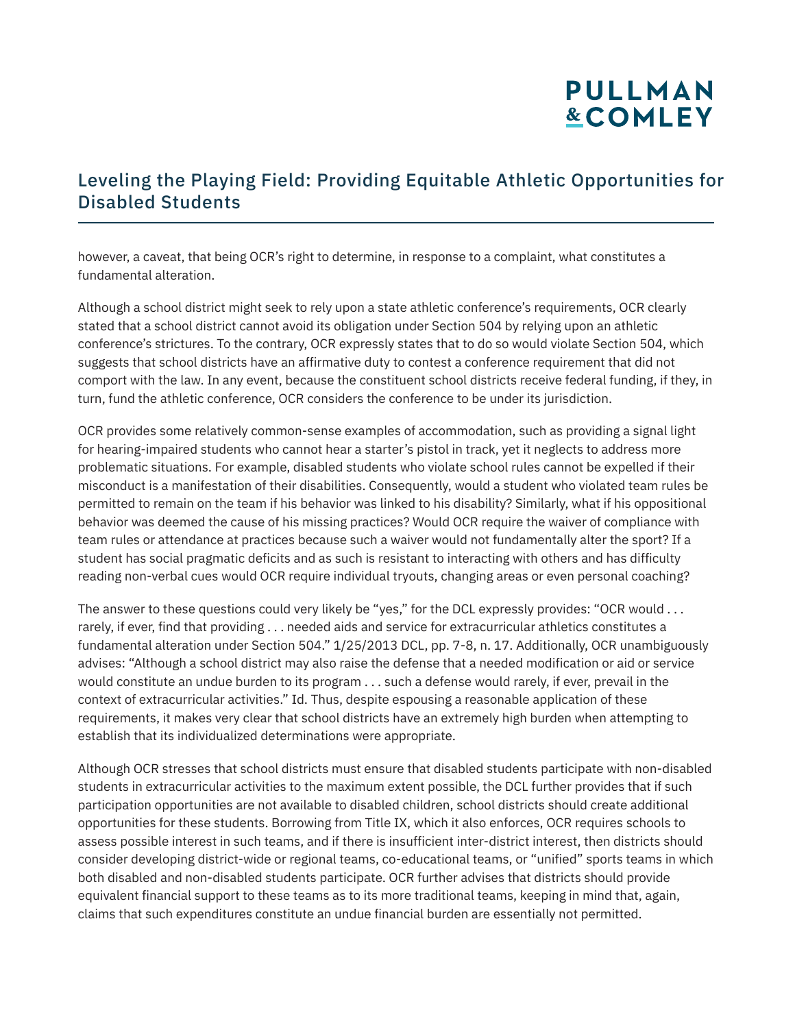however, a caveat, that being OCR's right to determine, in response to a complaint, what constitutes a fundamental alteration.

Although a school district might seek to rely upon a state athletic conference's requirements, OCR clearly stated that a school district cannot avoid its obligation under Section 504 by relying upon an athletic conference's strictures. To the contrary, OCR expressly states that to do so would violate Section 504, which suggests that school districts have an affirmative duty to contest a conference requirement that did not comport with the law. In any event, because the constituent school districts receive federal funding, if they, in turn, fund the athletic conference, OCR considers the conference to be under its jurisdiction.

OCR provides some relatively common-sense examples of accommodation, such as providing a signal light for hearing-impaired students who cannot hear a starter's pistol in track, yet it neglects to address more problematic situations. For example, disabled students who violate school rules cannot be expelled if their misconduct is a manifestation of their disabilities. Consequently, would a student who violated team rules be permitted to remain on the team if his behavior was linked to his disability? Similarly, what if his oppositional behavior was deemed the cause of his missing practices? Would OCR require the waiver of compliance with team rules or attendance at practices because such a waiver would not fundamentally alter the sport? If a student has social pragmatic deficits and as such is resistant to interacting with others and has difficulty reading non-verbal cues would OCR require individual tryouts, changing areas or even personal coaching?

The answer to these questions could very likely be "yes," for the DCL expressly provides: "OCR would . . . rarely, if ever, find that providing . . . needed aids and service for extracurricular athletics constitutes a fundamental alteration under Section 504." 1/25/2013 DCL, pp. 7-8, n. 17. Additionally, OCR unambiguously advises: "Although a school district may also raise the defense that a needed modification or aid or service would constitute an undue burden to its program . . . such a defense would rarely, if ever, prevail in the context of extracurricular activities." Id. Thus, despite espousing a reasonable application of these requirements, it makes very clear that school districts have an extremely high burden when attempting to establish that its individualized determinations were appropriate.

Although OCR stresses that school districts must ensure that disabled students participate with non-disabled students in extracurricular activities to the maximum extent possible, the DCL further provides that if such participation opportunities are not available to disabled children, school districts should create additional opportunities for these students. Borrowing from Title IX, which it also enforces, OCR requires schools to assess possible interest in such teams, and if there is insufficient inter-district interest, then districts should consider developing district-wide or regional teams, co-educational teams, or "unified" sports teams in which both disabled and non-disabled students participate. OCR further advises that districts should provide equivalent financial support to these teams as to its more traditional teams, keeping in mind that, again, claims that such expenditures constitute an undue financial burden are essentially not permitted.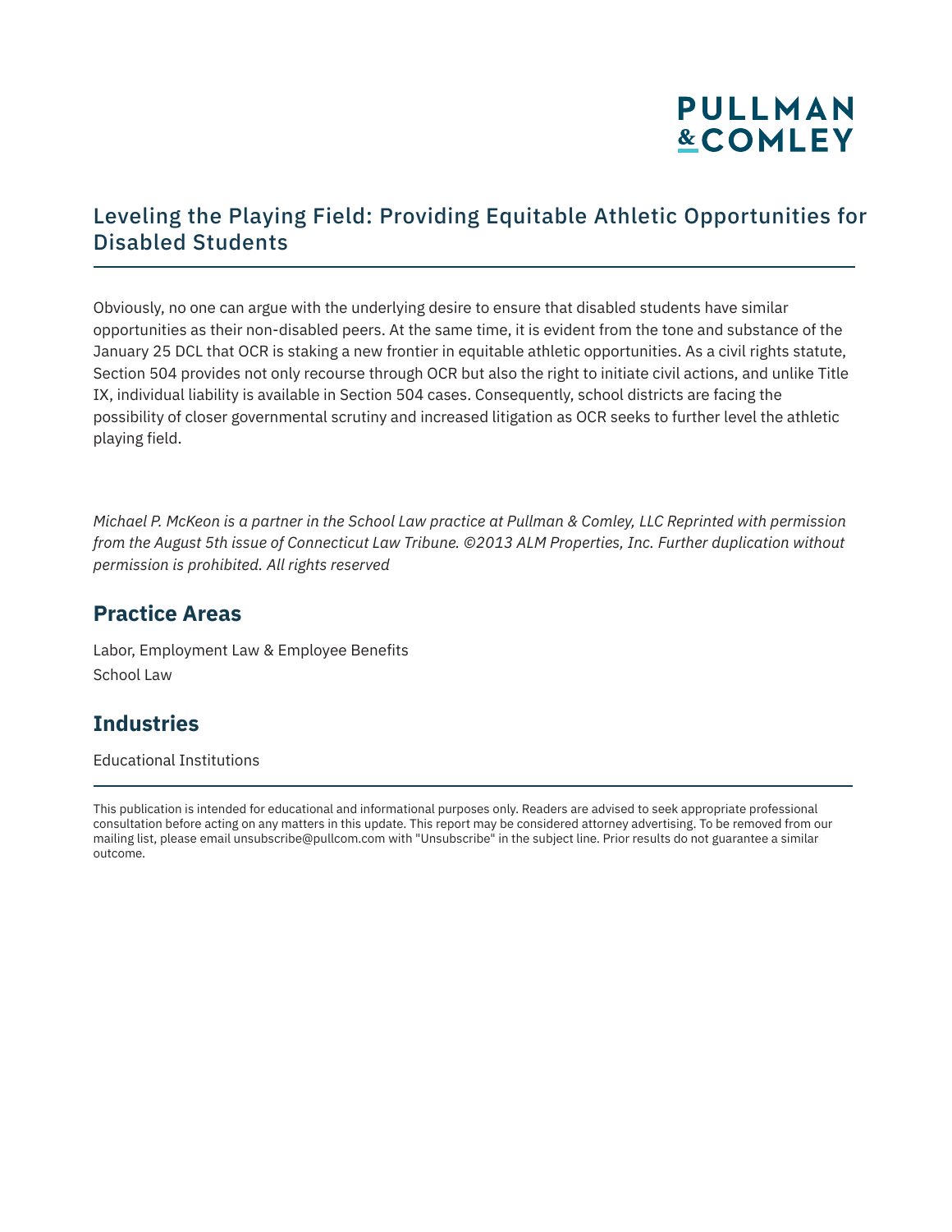Obviously, no one can argue with the underlying desire to ensure that disabled students have similar opportunities as their non-disabled peers. At the same time, it is evident from the tone and substance of the January 25 DCL that OCR is staking a new frontier in equitable athletic opportunities. As a civil rights statute, Section 504 provides not only recourse through OCR but also the right to initiate civil actions, and unlike Title IX, individual liability is available in Section 504 cases. Consequently, school districts are facing the possibility of closer governmental scrutiny and increased litigation as OCR seeks to further level the athletic playing field.

*Michael P. McKeon is a partner in the School Law practice at Pullman & Comley, LLC Reprinted with permission from the August 5th issue of Connecticut Law Tribune. ©2013 ALM Properties, Inc. Further duplication without permission is prohibited. All rights reserved*

## Practice Areas

Labor, Employment Law & Employee Benefits

School Law

## Industries

Educational Institutions

---

This publication is intended for educational and informational purposes only. Readers are advised to seek appropriate professional consultation before acting on any matters in this update. This report may be considered attorney advertising. To be removed from our mailing list, please email unsubscribe@pullcom.com with "Unsubscribe" in the subject line. Prior results do not guarantee a similar outcome.